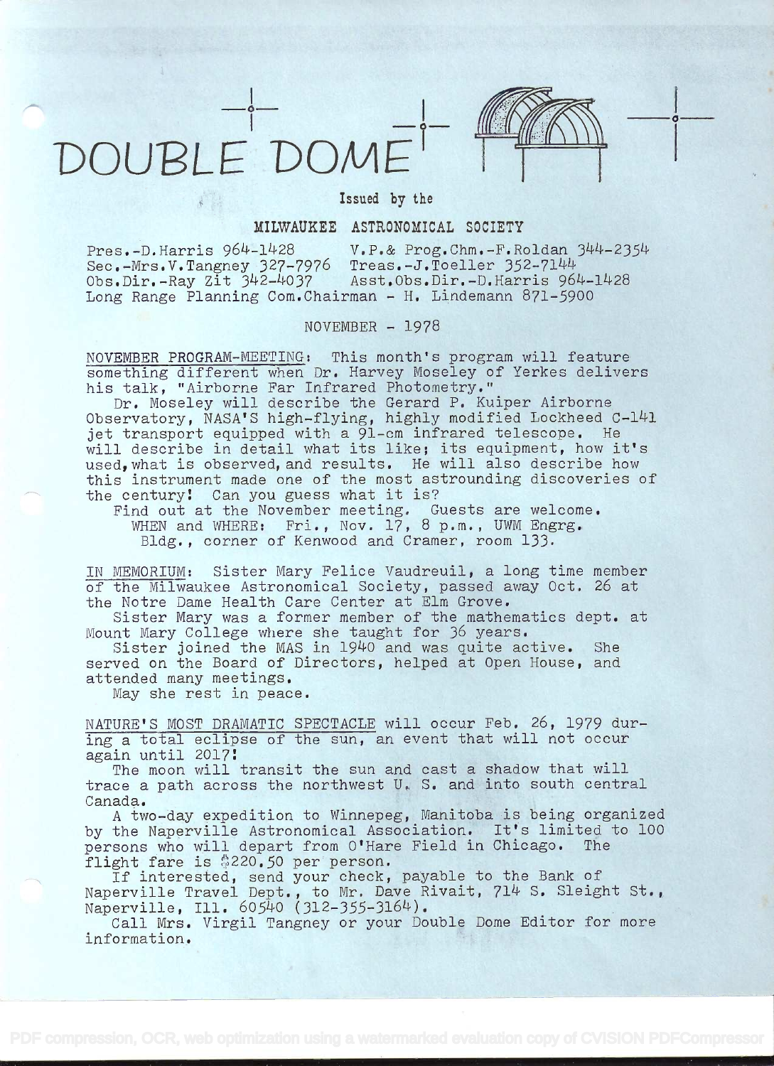# DOUBLE DOME

Issued by the

## MILWAUKEE ASTRONOMICAL SOCIETY

Pres.-D.Harris 964-1428 V.P.& Prog.Chm.-F.Roldan 344-2354
Sec.-Mrs.V.Tangney 327-7976 Treas.-J.Toeller 352-7144
Obs.Dir.-Ray Zit 342-4037 Asst.Obs.Dir.-D.Harris 964-1428
Long Range Planning Com.Chairman - H. Lindemann 871-5900

NOVEMBER - 1978

NOVEMBER PROGRAM-MEETING: This month's program will feature something different when Dr. Harvey Moseley of Yerkes delivers his talk, "Airborne Far Infrared Photometry."

Dr. Moseley will describe the Gerard P. Kuiper Airborne Observatory, NASA'S high-flying, highly modified Lockheed C-141 jet transport equipped with a 91-cm infrared telescope. He will describe in detail what its like; its equipment, how it's used, what is observed, and results. He will also describe how this instrument made one of the most astrounding discoveries of the century! Can you guess what it is?

Find out at the November meeting. Guests are welcome.
WHEN and WHERE: Fri., Nov. 17, 8 p.m., UWM Engrg. Bldg., corner of Kenwood and Cramer, room 133.

IN MEMORIUM: Sister Mary Felice Vaudreuil, a long time member of the Milwaukee Astronomical Society, passed away Oct. 26 at the Notre Dame Health Care Center at Elm Grove.

Sister Mary was a former member of the mathematics dept. at Mount Mary College where she taught for 36 years.

Sister joined the MAS in 1940 and was quite active. She served on the Board of Directors, helped at Open House, and attended many meetings.

May she rest in peace.

NATURE'S MOST DRAMATIC SPECTACLE will occur Feb. 26, 1979 during a total eclipse of the sun, an event that will not occur again until 2017!

The moon will transit the sun and cast a shadow that will trace a path across the northwest U. S. and into south central Canada.

A two-day expedition to Winnepeg, Manitoba is being organized by the Naperville Astronomical Association. It's limited to 100 persons who will depart from O'Hare Field in Chicago. The flight fare is $220.50 per person.

If interested, send your check, payable to the Bank of Naperville Travel Dept., to Mr. Dave Rivait, 714 S. Sleight St., Naperville, Ill. 60540 (312-355-3164).

Call Mrs. Virgil Tangney or your Double Dome Editor for more information.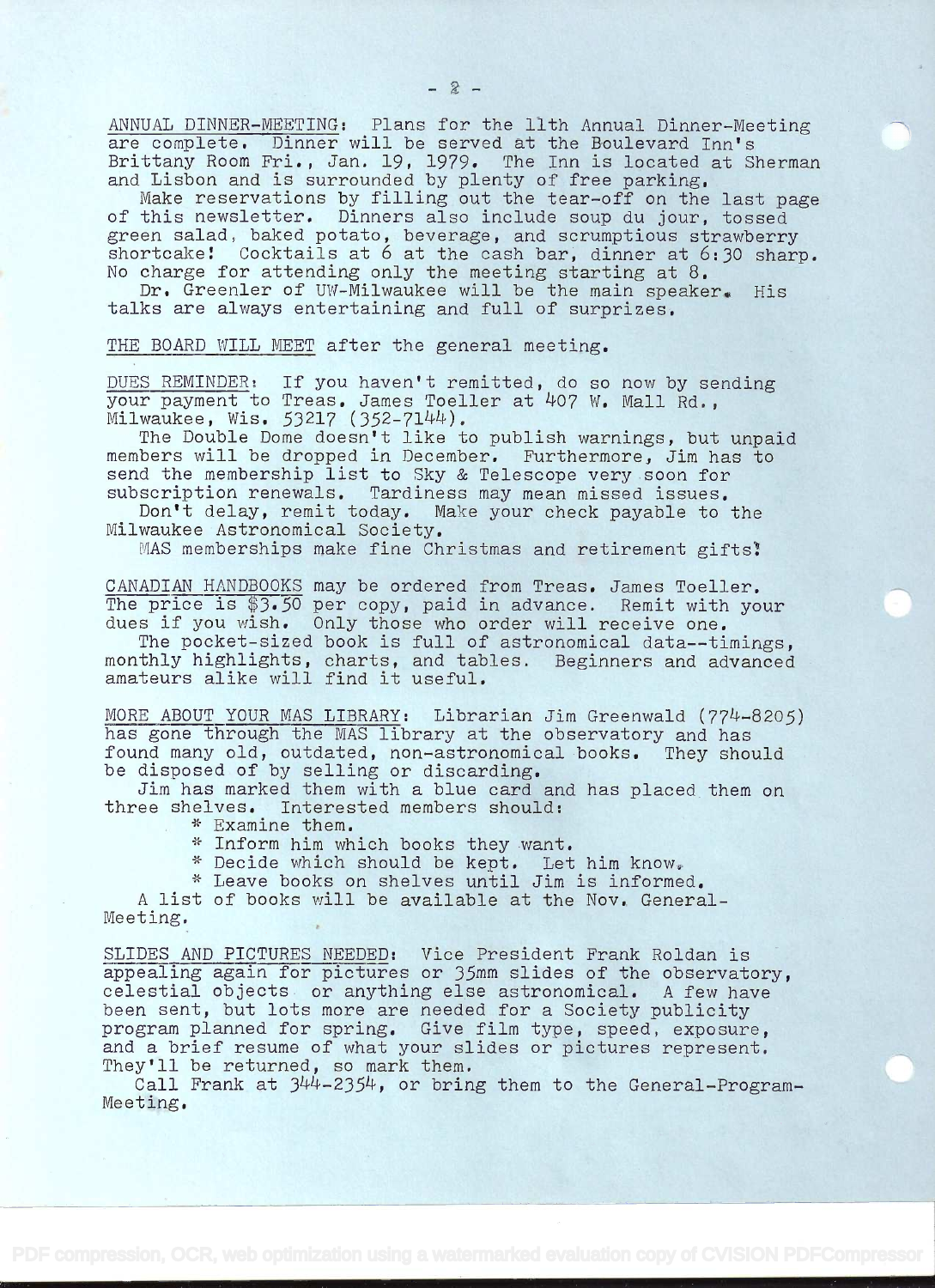**ANNUAL DINNER-MEETING**: Plans for the 11th Annual Dinner-Meeting are complete. Dinner will be served at the Boulevard Inn's Brittany Room Fri., Jan. 19, 1979. The Inn is located at Sherman and Lisbon and is surrounded by plenty of free parking.

Make reservations by filling out the tear-off on the last page of this newsletter. Dinners also include soup du jour, tossed green salad, baked potato, beverage, and scrumptious strawberry shortcake! Cocktails at 6 at the cash bar, dinner at 6:30 sharp. No charge for attending only the meeting starting at 8.

Dr. Greenler of UW-Milwaukee will be the main speaker. His talks are always entertaining and full of surprizes.

**THE BOARD WILL MEET** after the general meeting.

**DUES REMINDER**: If you haven't remitted, do so now by sending your payment to Treas. James Toeller at 407 W. Mall Rd., Milwaukee, Wis. 53217 (352-7144).

The Double Dome doesn't like to publish warnings, but unpaid members will be dropped in December. Furthermore, Jim has to send the membership list to Sky & Telescope very soon for subscription renewals. Tardiness may mean missed issues.

Don't delay, remit today. Make your check payable to the Milwaukee Astronomical Society.

MAS memberships make fine Christmas and retirement gifts!

**CANADIAN HANDBOOKS** may be ordered from Treas. James Toeller. The price is $3.50 per copy, paid in advance. Remit with your dues if you wish. Only those who order will receive one.

The pocket-sized book is full of astronomical data--timings, monthly highlights, charts, and tables. Beginners and advanced amateurs alike will find it useful.

**MORE ABOUT YOUR MAS LIBRARY**: Librarian Jim Greenwald (774-8205) has gone through the MAS library at the observatory and has found many old, outdated, non-astronomical books. They should be disposed of by selling or discarding.

Jim has marked them with a blue card and has placed them on three shelves. Interested members should:

* Examine them.
* Inform him which books they want.
* Decide which should be kept. Let him know.
* Leave books on shelves until Jim is informed.

A list of books will be available at the Nov. General-Meeting.

**SLIDES AND PICTURES NEEDED**: Vice President Frank Roldan is appealing again for pictures or 35mm slides of the observatory, celestial objects or anything else astronomical. A few have been sent, but lots more are needed for a Society publicity program planned for spring. Give film type, speed, exposure, and a brief resume of what your slides or pictures represent. They'll be returned, so mark them.

Call Frank at 344-2354, or bring them to the General-Program-Meeting.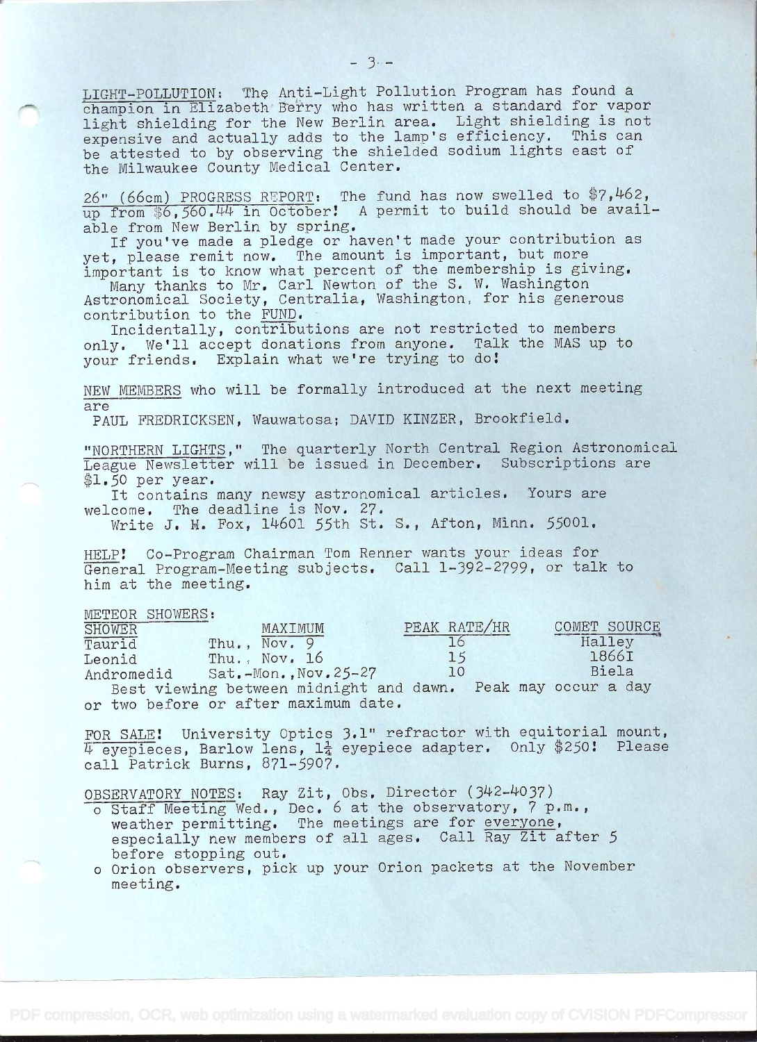LIGHT-POLLUTION: The Anti-Light Pollution Program has found a champion in Elizabeth Berry who has written a standard for vapor light shielding for the New Berlin area. Light shielding is not expensive and actually adds to the lamp's efficiency. This can be attested to by observing the shielded sodium lights east of the Milwaukee County Medical Center.

26" (66cm) PROGRESS REPORT: The fund has now swelled to $7,462, up from $6,560.44 in October! A permit to build should be available from New Berlin by spring.

If you've made a pledge or haven't made your contribution as yet, please remit now. The amount is important, but more important is to know what percent of the membership is giving.

Many thanks to Mr. Carl Newton of the S. W. Washington Astronomical Society, Centralia, Washington, for his generous contribution to the FUND.

Incidentally, contributions are not restricted to members only. We'll accept donations from anyone. Talk the MAS up to your friends. Explain what we're trying to do!

NEW MEMBERS who will be formally introduced at the next meeting are

PAUL FREDRICKSEN, Wauwatosa; DAVID KINZER, Brookfield.

"NORTHERN LIGHTS," The quarterly North Central Region Astronomical League Newsletter will be issued in December. Subscriptions are $1.50 per year.

It contains many newsy astronomical articles. Yours are welcome. The deadline is Nov. 27.

Write J. H. Fox, 14601 55th St. S., Afton, Minn. 55001.

HELP! Co-Program Chairman Tom Renner wants your ideas for General Program-Meeting subjects. Call 1-392-2799, or talk to him at the meeting.

METEOR SHOWERS:

| SHOWER | MAXIMUM | PEAK RATE/HR | COMET SOURCE |
|---|---|---|---|
| Taurid | Thu., Nov. 9 | 16 | Halley |
| Leonid | Thu., Nov. 16 | 15 | 1866I |
| Andromedid | Sat.-Mon., Nov. 25-27 | 10 | Biela |

Best viewing between midnight and dawn. Peak may occur a day or two before or after maximum date.

FOR SALE! University Optics 3.1" refractor with equitorial mount, 4 eyepieces, Barlow lens, 1¼ eyepiece adapter. Only $250! Please call Patrick Burns, 871-5907.

OBSERVATORY NOTES: Ray Zit, Obs. Director (342-4037)

- Staff Meeting Wed., Dec. 6 at the observatory, 7 p.m., weather permitting. The meetings are for everyone, especially new members of all ages. Call Ray Zit after 5 before stopping out.
- Orion observers, pick up your Orion packets at the November meeting.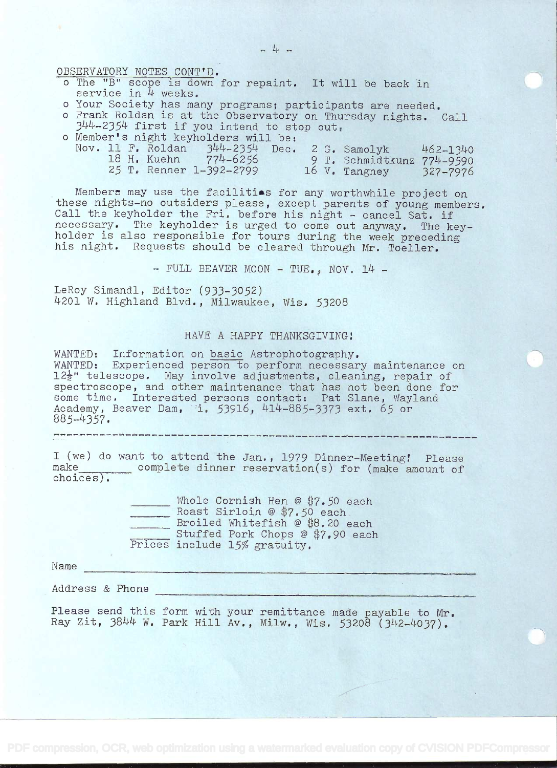OBSERVATORY NOTES CONT'D.

- The "B" scope is down for repaint. It will be back in service in 4 weeks.
- Your Society has many programs; participants are needed.
- Frank Roldan is at the Observatory on Thursday nights. Call 344-2354 first if you intend to stop out.
- Member's night keyholders will be:

| | | | | | |
|---|---|---|---|---|---|
| Nov. 11 | F. Roldan | 344-2354 | Dec. 2 | G. Samolyk | 462-1340 |
| 18 | H. Kuehn | 774-6256 | 9 | T. Schmidtkunz | 774-9590 |
| 25 | T. Renner | 1-392-2799 | 16 | V. Tangney | 327-7976 |

Members may use the facilities for any worthwhile project on these nights-no outsiders please, except parents of young members. Call the keyholder the Fri. before his night - cancel Sat. if necessary. The keyholder is urged to come out anyway. The keyholder is also responsible for tours during the week preceding his night. Requests should be cleared through Mr. Toeller.

\- FULL BEAVER MOON - TUE., NOV. 14 -

LeRoy Simandl, Editor (933-3052)
4201 W. Highland Blvd., Milwaukee, Wis. 53208

HAVE A HAPPY THANKSGIVING!

WANTED: Information on basic Astrophotography.
WANTED: Experienced person to perform necessary maintenance on $12\frac{1}{2}$" telescope. May involve adjustments, cleaning, repair of spectroscope, and other maintenance that has not been done for some time. Interested persons contact: Pat Slane, Wayland Academy, Beaver Dam, Wi. 53916, 414-885-3373 ext. 65 or 885-4357.

---

I (we) do want to attend the Jan., 1979 Dinner-Meeting! Please make ________ complete dinner reservation(s) for (make amount of choices).

______ Whole Cornish Hen @ $7.50 each
______ Roast Sirloin @ $7.50 each
______ Broiled Whitefish @ $8.20 each
______ Stuffed Pork Chops @ $7.90 each
Prices include 15% gratuity.

Name ____________________________________________

Address & Phone ____________________________________________

Please send this form with your remittance made payable to Mr. Ray Zit, 3844 W. Park Hill Av., Milw., Wis. 53208 (342-4037).